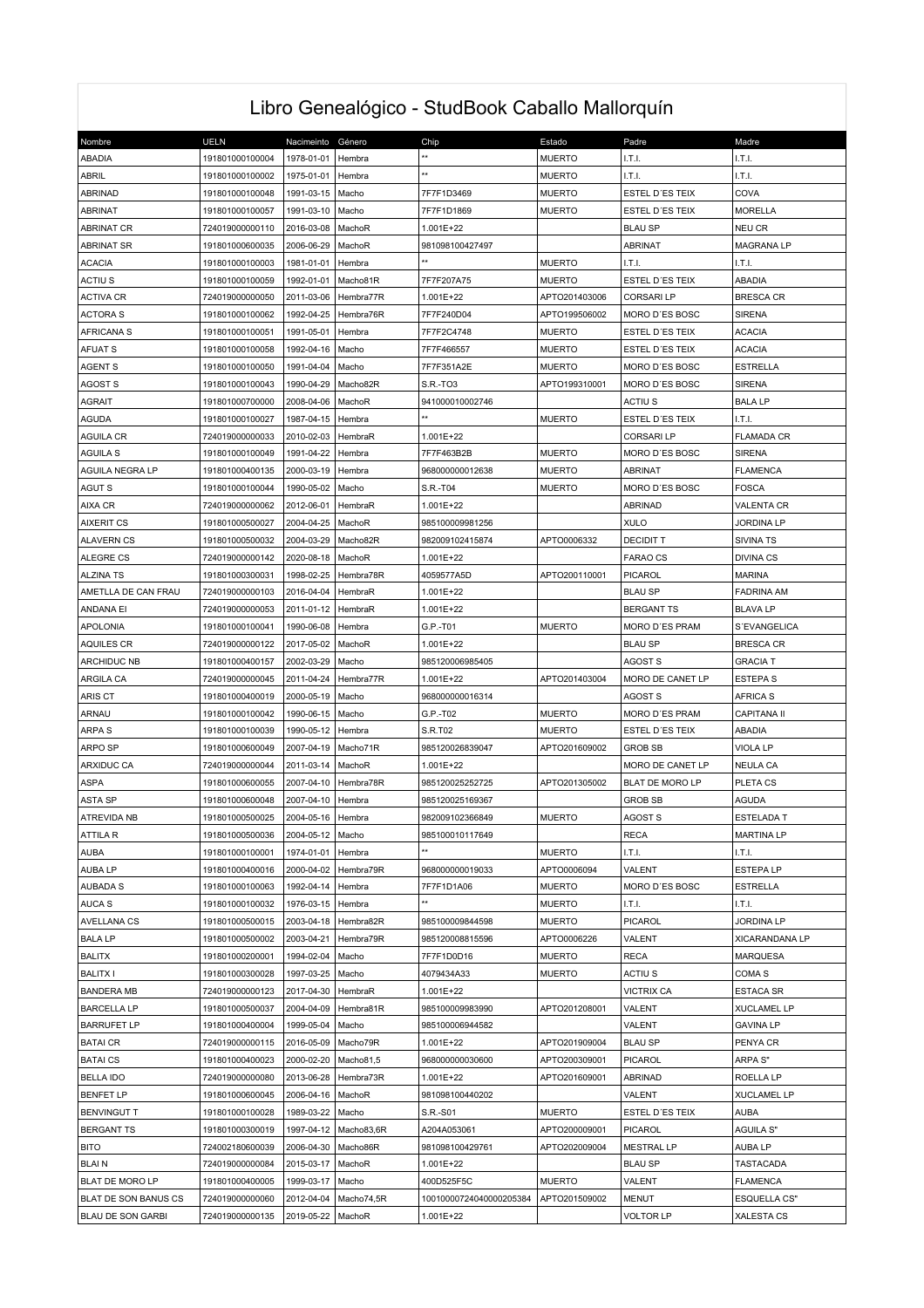# Libro Genealógico - StudBook Caballo Mallorquín

| Nombre | UELN | Nacimeinto | Género | Chip | Estado | Padre | Madre |
|---|---|---|---|---|---|---|---|
| ABADIA | 191801000100004 | 1978-01-01 | Hembra | ** | MUERTO | I.T.I. | I.T.I. |
| ABRIL | 191801000100002 | 1975-01-01 | Hembra | ** | MUERTO | I.T.I. | I.T.I. |
| ABRINAD | 191801000100048 | 1991-03-15 | Macho | 7F7F1D3469 | MUERTO | ESTEL D´ES TEIX | COVA |
| ABRINAT | 191801000100057 | 1991-03-10 | Macho | 7F7F1D1869 | MUERTO | ESTEL D´ES TEIX | MORELLA |
| ABRINAT CR | 724019000000110 | 2016-03-08 | MachoR | 1.001E+22 | | BLAU SP | NEU CR |
| ABRINAT SR | 191801000600035 | 2006-06-29 | MachoR | 981098100427497 | | ABRINAT | MAGRANA LP |
| ACACIA | 191801000100003 | 1981-01-01 | Hembra | ** | MUERTO | I.T.I. | I.T.I. |
| ACTIU S | 191801000100059 | 1992-01-01 | Macho81R | 7F7F207A75 | MUERTO | ESTEL D´ES TEIX | ABADIA |
| ACTIVA CR | 724019000000050 | 2011-03-06 | Hembra77R | 1.001E+22 | APTO201403006 | CORSARI LP | BRESCA CR |
| ACTORA S | 191801000100062 | 1992-04-25 | Hembra76R | 7F7F240D04 | APTO199506002 | MORO D´ES BOSC | SIRENA |
| AFRICANA S | 191801000100051 | 1991-05-01 | Hembra | 7F7F2C4748 | MUERTO | ESTEL D´ES TEIX | ACACIA |
| AFUAT S | 191801000100058 | 1992-04-16 | Macho | 7F7F466557 | MUERTO | ESTEL D´ES TEIX | ACACIA |
| AGENT S | 191801000100050 | 1991-04-04 | Macho | 7F7F351A2E | MUERTO | MORO D´ES BOSC | ESTRELLA |
| AGOST S | 191801000100043 | 1990-04-29 | Macho82R | S.R.-T03 | APTO199310001 | MORO D´ES BOSC | SIRENA |
| AGRAIT | 191801000700000 | 2008-04-06 | MachoR | 941000010002746 | | ACTIU S | BALA LP |
| AGUDA | 191801000100027 | 1987-04-15 | Hembra | ** | MUERTO | ESTEL D´ES TEIX | I.T.I. |
| AGUILA CR | 724019000000033 | 2010-02-03 | HembraR | 1.001E+22 | | CORSARI LP | FLAMADA CR |
| AGUILA S | 191801000100049 | 1991-04-22 | Hembra | 7F7F463B2B | MUERTO | MORO D´ES BOSC | SIRENA |
| AGUILA NEGRA LP | 191801000400135 | 2000-03-19 | Hembra | 968000000012638 | MUERTO | ABRINAT | FLAMENCA |
| AGUT S | 191801000100044 | 1990-05-02 | Macho | S.R.-T04 | MUERTO | MORO D´ES BOSC | FOSCA |
| AIXA CR | 724019000000062 | 2012-06-01 | HembraR | 1.001E+22 | | ABRINAD | VALENTA CR |
| AIXERIT CS | 191801000500027 | 2004-04-25 | MachoR | 985100009981256 | | XULO | JORDINA LP |
| ALAVERN CS | 191801000500032 | 2004-03-29 | Macho82R | 982009102415874 | APTO0006332 | DECIDIT T | SIVINA TS |
| ALEGRE CS | 724019000000142 | 2020-08-18 | MachoR | 1.001E+22 | | FARAO CS | DIVINA CS |
| ALZINA TS | 191801000300031 | 1998-02-25 | Hembra78R | 4059577A5D | APTO200110001 | PICAROL | MARINA |
| AMETLLA DE CAN FRAU | 724019000000103 | 2016-04-04 | HembraR | 1.001E+22 | | BLAU SP | FADRINA AM |
| ANDANA EI | 724019000000053 | 2011-01-12 | HembraR | 1.001E+22 | | BERGANT TS | BLAVA LP |
| APOLONIA | 191801000100041 | 1990-06-08 | Hembra | G.P.-T01 | MUERTO | MORO D´ES PRAM | S´EVANGELICA |
| AQUILES CR | 724019000000122 | 2017-05-02 | MachoR | 1.001E+22 | | BLAU SP | BRESCA CR |
| ARCHIDUC NB | 191801000400157 | 2002-03-29 | Macho | 985120006985405 | | AGOST S | GRACIA T |
| ARGILA CA | 724019000000045 | 2011-04-24 | Hembra77R | 1.001E+22 | APTO201403004 | MORO DE CANET LP | ESTEPA S |
| ARIS CT | 191801000400019 | 2000-05-19 | Macho | 968000000016314 | | AGOST S | AFRICA S |
| ARNAU | 191801000100042 | 1990-06-15 | Macho | G.P.-T02 | MUERTO | MORO D´ES PRAM | CAPITANA II |
| ARPA S | 191801000100039 | 1990-05-12 | Hembra | S.R.T02 | MUERTO | ESTEL D´ES TEIX | ABADIA |
| ARPO SP | 191801000600049 | 2007-04-19 | Macho71R | 985120026839047 | APTO201609002 | GROB SB | VIOLA LP |
| ARXIDUC CA | 724019000000044 | 2011-03-14 | MachoR | 1.001E+22 | | MORO DE CANET LP | NEULA CA |
| ASPA | 191801000600055 | 2007-04-10 | Hembra78R | 985120025252725 | APTO201305002 | BLAT DE MORO LP | PLETA CS |
| ASTA SP | 191801000600048 | 2007-04-10 | Hembra | 985120025169367 | | GROB SB | AGUDA |
| ATREVIDA NB | 191801000500025 | 2004-05-16 | Hembra | 982009102366849 | MUERTO | AGOST S | ESTELADA T |
| ATTILA R | 191801000500036 | 2004-05-12 | Macho | 985100010117649 | | RECA | MARTINA LP |
| AUBA | 191801000100001 | 1974-01-01 | Hembra | ** | MUERTO | I.T.I. | I.T.I. |
| AUBA LP | 191801000400016 | 2000-04-02 | Hembra79R | 968000000019033 | APTO0006094 | VALENT | ESTEPA LP |
| AUBADA S | 191801000100063 | 1992-04-14 | Hembra | 7F7F1D1A06 | MUERTO | MORO D´ES BOSC | ESTRELLA |
| AUCA S | 191801000100032 | 1976-03-15 | Hembra | ** | MUERTO | I.T.I. | I.T.I. |
| AVELLANA CS | 191801000500015 | 2003-04-18 | Hembra82R | 985100009844598 | MUERTO | PICAROL | JORDINA LP |
| BALA LP | 191801000500002 | 2003-04-21 | Hembra79R | 985120008815596 | APTO0006226 | VALENT | XICARANDANA LP |
| BALITX | 191801000200001 | 1994-02-04 | Macho | 7F7F1D0D16 | MUERTO | RECA | MARQUESA |
| BALITX I | 191801000300028 | 1997-03-25 | Macho | 4079434A33 | MUERTO | ACTIU S | COMA S |
| BANDERA MB | 724019000000123 | 2017-04-30 | HembraR | 1.001E+22 | | VICTRIX CA | ESTACA SR |
| BARCELLA LP | 191801000500037 | 2004-04-09 | Hembra81R | 985100009983990 | APTO201208001 | VALENT | XUCLAMEL LP |
| BARRUFET LP | 191801000400004 | 1999-05-04 | Macho | 985100006944582 | | VALENT | GAVINA LP |
| BATAI CR | 724019000000115 | 2016-05-09 | Macho79R | 1.001E+22 | APTO201909004 | BLAU SP | PENYA CR |
| BATAI CS | 191801000400023 | 2000-02-20 | Macho81,5 | 968000000030600 | APTO200309001 | PICAROL | ARPA S" |
| BELLA IDO | 724019000000080 | 2013-06-28 | Hembra73R | 1.001E+22 | APTO201609001 | ABRINAD | ROELLA LP |
| BENFET LP | 191801000600045 | 2006-04-16 | MachoR | 981098100440202 | | VALENT | XUCLAMEL LP |
| BENVINGUT T | 191801000100028 | 1989-03-22 | Macho | S.R.-S01 | MUERTO | ESTEL D´ES TEIX | AUBA |
| BERGANT TS | 191801000300019 | 1997-04-12 | Macho83,6R | A204A053061 | APTO200009001 | PICAROL | AGUILA S" |
| BITO | 724002180600039 | 2006-04-30 | Macho86R | 981098100429761 | APTO202009004 | MESTRAL LP | AUBA LP |
| BLAI N | 724019000000084 | 2015-03-17 | MachoR | 1.001E+22 | | BLAU SP | TASTACADA |
| BLAT DE MORO LP | 191801000400005 | 1999-03-17 | Macho | 400D525F5C | MUERTO | VALENT | FLAMENCA |
| BLAT DE SON BANUS CS | 724019000000060 | 2012-04-04 | Macho74,5R | 1001000724040000205384 | APTO201509002 | MENUT | ESQUELLA CS" |
| BLAU DE SON GARBI | 724019000000135 | 2019-05-22 | MachoR | 1.001E+22 | | VOLTOR LP | XALESTA CS |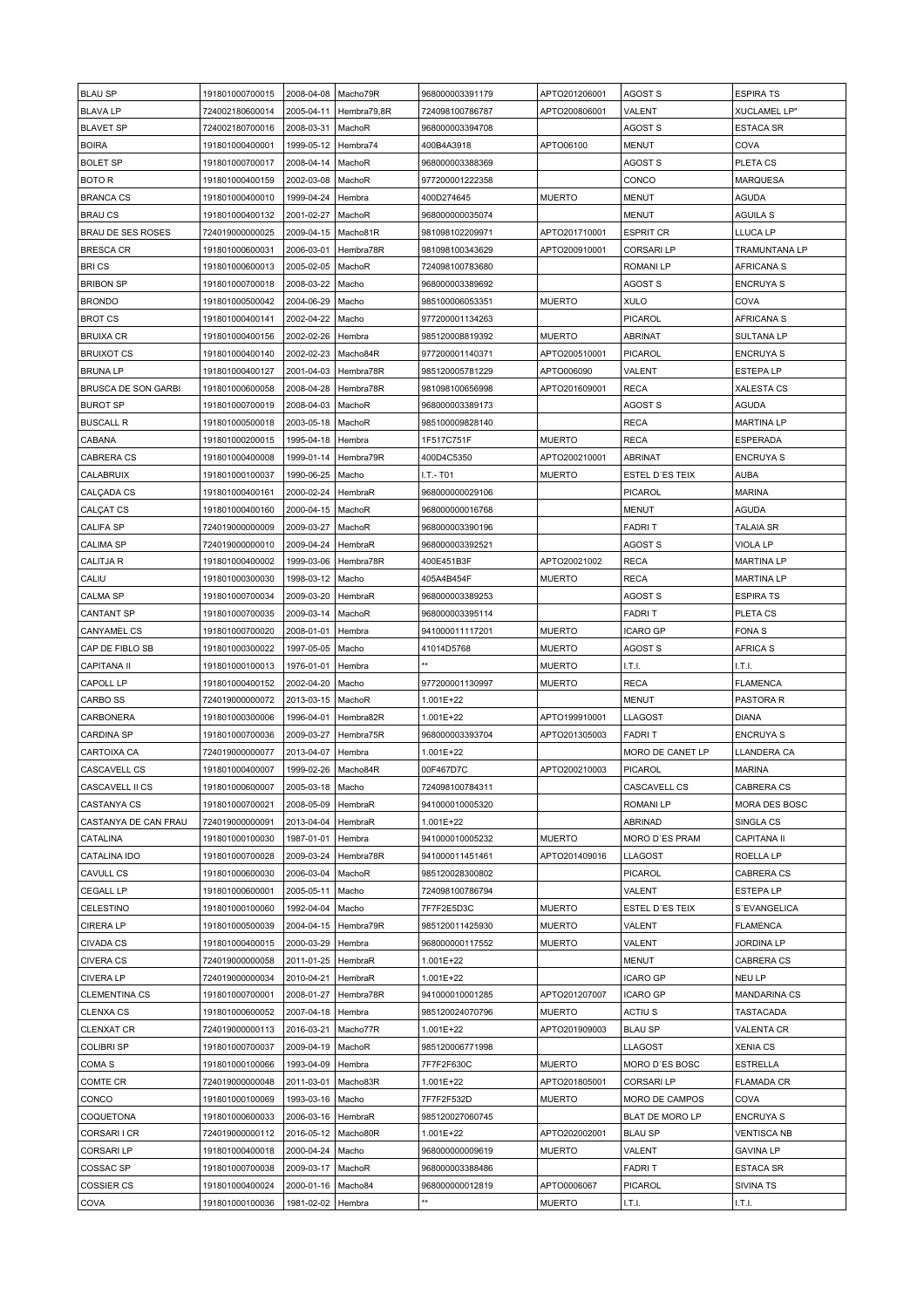| BLAU SP | 191801000700015 | 2008-04-08 | Macho79R | 968000003391179 | APTO201206001 | AGOST S | ESPIRA TS |
|---|---|---|---|---|---|---|---|
| BLAVA LP | 724002180600014 | 2005-04-11 | Hembra79,8R | 724098100786787 | APTO200806001 | VALENT | XUCLAMEL LP" |
| BLAVET SP | 724002180700016 | 2008-03-31 | MachoR | 968000003394708 | | AGOST S | ESTACA SR |
| BOIRA | 191801000400001 | 1999-05-12 | Hembra74 | 400B4A3918 | APTO06100 | MENUT | COVA |
| BOLET SP | 191801000700017 | 2008-04-14 | MachoR | 968000003388369 | | AGOST S | PLETA CS |
| BOTO R | 191801000400159 | 2002-03-08 | MachoR | 977200001222358 | | CONCO | MARQUESA |
| BRANCA CS | 191801000400010 | 1999-04-24 | Hembra | 400D274645 | MUERTO | MENUT | AGUDA |
| BRAU CS | 191801000400132 | 2001-02-27 | MachoR | 968000000035074 | | MENUT | AGUILA S |
| BRAU DE SES ROSES | 724019000000025 | 2009-04-15 | Macho81R | 981098102209971 | APTO201710001 | ESPRIT CR | LLUCA LP |
| BRESCA CR | 191801000600031 | 2006-03-01 | Hembra78R | 981098100343629 | APTO200910001 | CORSARI LP | TRAMUNTANA LP |
| BRI CS | 191801000600013 | 2005-02-05 | MachoR | 724098100783680 | | ROMANI LP | AFRICANA S |
| BRIBON SP | 191801000700018 | 2008-03-22 | Macho | 968000003389692 | | AGOST S | ENCRUYA S |
| BRONDO | 191801000500042 | 2004-06-29 | Macho | 985100006053351 | MUERTO | XULO | COVA |
| BROT CS | 191801000400141 | 2002-04-22 | Macho | 977200001134263 | | PICAROL | AFRICANA S |
| BRUIXA CR | 191801000400156 | 2002-02-26 | Hembra | 985120008819392 | MUERTO | ABRINAT | SULTANA LP |
| BRUIXOT CS | 191801000400140 | 2002-02-23 | Macho84R | 977200001140371 | APTO200510001 | PICAROL | ENCRUYA S |
| BRUNA LP | 191801000400127 | 2001-04-03 | Hembra78R | 985120005781229 | APTO006090 | VALENT | ESTEPA LP |
| BRUSCA DE SON GARBI | 191801000600058 | 2008-04-28 | Hembra78R | 981098100656998 | APTO201609001 | RECA | XALESTA CS |
| BUROT SP | 191801000700019 | 2008-04-03 | MachoR | 968000003389173 | | AGOST S | AGUDA |
| BUSCALL R | 191801000500018 | 2003-05-18 | MachoR | 985100009828140 | | RECA | MARTINA LP |
| CABANA | 191801000200015 | 1995-04-18 | Hembra | 1F517C751F | MUERTO | RECA | ESPERADA |
| CABRERA CS | 191801000400008 | 1999-01-14 | Hembra79R | 400D4C5350 | APTO200210001 | ABRINAT | ENCRUYA S |
| CALABRUIX | 191801000100037 | 1990-06-25 | Macho | I.T.- T01 | MUERTO | ESTEL D´ES TEIX | AUBA |
| CALÇADA CS | 191801000400161 | 2000-02-24 | HembraR | 968000000029106 | | PICAROL | MARINA |
| CALÇAT CS | 191801000400160 | 2000-04-15 | MachoR | 968000000016768 | | MENUT | AGUDA |
| CALIFA SP | 724019000000009 | 2009-03-27 | MachoR | 968000003390196 | | FADRI T | TALAIA SR |
| CALIMA SP | 724019000000010 | 2009-04-24 | HembraR | 968000003392521 | | AGOST S | VIOLA LP |
| CALITJA R | 191801000400002 | 1999-03-06 | Hembra78R | 400E451B3F | APTO20021002 | RECA | MARTINA LP |
| CALIU | 191801000300030 | 1998-03-12 | Macho | 405A4B454F | MUERTO | RECA | MARTINA LP |
| CALMA SP | 191801000700034 | 2009-03-20 | HembraR | 968000003389253 | | AGOST S | ESPIRA TS |
| CANTANT SP | 191801000700035 | 2009-03-14 | MachoR | 968000003395114 | | FADRI T | PLETA CS |
| CANYAMEL CS | 191801000700020 | 2008-01-01 | Hembra | 941000011117201 | MUERTO | ICARO GP | FONA S |
| CAP DE FIBLO SB | 191801000300022 | 1997-05-05 | Macho | 41014D5768 | MUERTO | AGOST S | AFRICA S |
| CAPITANA II | 191801000100013 | 1976-01-01 | Hembra | ** | MUERTO | I.T.I. | I.T.I. |
| CAPOLL LP | 191801000400152 | 2002-04-20 | Macho | 977200001130997 | MUERTO | RECA | FLAMENCA |
| CARBO SS | 724019000000072 | 2013-03-15 | MachoR | 1.001E+22 | | MENUT | PASTORA R |
| CARBONERA | 191801000300006 | 1996-04-01 | Hembra82R | 1.001E+22 | APTO199910001 | LLAGOST | DIANA |
| CARDINA SP | 191801000700036 | 2009-03-27 | Hembra75R | 968000003393704 | APTO201305003 | FADRI T | ENCRUYA S |
| CARTOIXA CA | 724019000000077 | 2013-04-07 | Hembra | 1.001E+22 | | MORO DE CANET LP | LLANDERA CA |
| CASCAVELL CS | 191801000400007 | 1999-02-26 | Macho84R | 00F467D7C | APTO200210003 | PICAROL | MARINA |
| CASCAVELL II CS | 191801000600007 | 2005-03-18 | Macho | 724098100784311 | | CASCAVELL CS | CABRERA CS |
| CASTANYA CS | 191801000700021 | 2008-05-09 | HembraR | 941000010005320 | | ROMANI LP | MORA DES BOSC |
| CASTANYA DE CAN FRAU | 724019000000091 | 2013-04-04 | HembraR | 1.001E+22 | | ABRINAD | SINGLA CS |
| CATALINA | 191801000100030 | 1987-01-01 | Hembra | 941000010005232 | MUERTO | MORO D´ES PRAM | CAPITANA II |
| CATALINA IDO | 191801000700028 | 2009-03-24 | Hembra78R | 941000011451461 | APTO201409016 | LLAGOST | ROELLA LP |
| CAVULL CS | 191801000600030 | 2006-03-04 | MachoR | 985120028300802 | | PICAROL | CABRERA CS |
| CEGALL LP | 191801000600001 | 2005-05-11 | Macho | 724098100786794 | | VALENT | ESTEPA LP |
| CELESTINO | 191801000100060 | 1992-04-04 | Macho | 7F7F2E5D3C | MUERTO | ESTEL D´ES TEIX | S´EVANGELICA |
| CIRERA LP | 191801000500039 | 2004-04-15 | Hembra79R | 985120011425930 | MUERTO | VALENT | FLAMENCA |
| CIVADA CS | 191801000400015 | 2000-03-29 | Hembra | 968000000117552 | MUERTO | VALENT | JORDINA LP |
| CIVERA CS | 724019000000058 | 2011-01-25 | HembraR | 1.001E+22 | | MENUT | CABRERA CS |
| CIVERA LP | 724019000000034 | 2010-04-21 | HembraR | 1.001E+22 | | ICARO GP | NEU LP |
| CLEMENTINA CS | 191801000700001 | 2008-01-27 | Hembra78R | 941000010001285 | APTO201207007 | ICARO GP | MANDARINA CS |
| CLENXA CS | 191801000600052 | 2007-04-18 | Hembra | 985120024070796 | MUERTO | ACTIU S | TASTACADA |
| CLENXAT CR | 724019000000113 | 2016-03-21 | Macho77R | 1.001E+22 | APTO201909003 | BLAU SP | VALENTA CR |
| COLIBRI SP | 191801000700037 | 2009-04-19 | MachoR | 985120006771998 | | LLAGOST | XENIA CS |
| COMA S | 191801000100066 | 1993-04-09 | Hembra | 7F7F2F630C | MUERTO | MORO D´ES BOSC | ESTRELLA |
| COMTE CR | 724019000000048 | 2011-03-01 | Macho83R | 1.001E+22 | APTO201805001 | CORSARI LP | FLAMUENA CR |
| CONCO | 191801000100069 | 1993-03-16 | Macho | 7F7F2F532D | MUERTO | MORO DE CAMPOS | COVA |
| COQUETONA | 191801000600033 | 2006-03-16 | HembraR | 985120027060745 | | BLAT DE MORO LP | ENCRUYA S |
| CORSARI I CR | 724019000000112 | 2016-05-12 | Macho80R | 1.001E+22 | APTO202002001 | BLAU SP | VENTISCA NB |
| CORSARI LP | 191801000400018 | 2000-04-24 | Macho | 968000000009619 | MUERTO | VALENT | GAVINA LP |
| COSSAC SP | 191801000700038 | 2009-03-17 | MachoR | 968000003388486 | | FADRI T | ESTACA SR |
| COSSIER CS | 191801000400024 | 2000-01-16 | Macho84 | 968000000012819 | APTO0006067 | PICAROL | SIVINA TS |
| COVA | 191801000100036 | 1981-02-02 | Hembra | ** | MUERTO | I.T.I. | I.T.I. |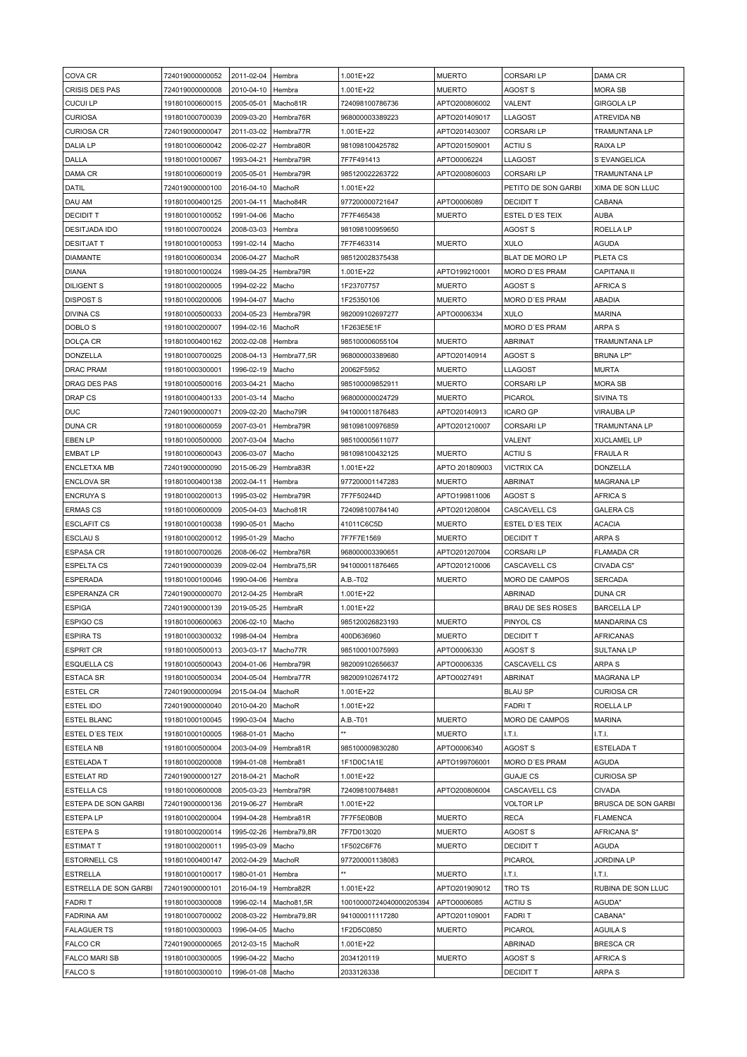| COVA CR | 724019000000052 | 2011-02-04 | Hembra | 1.001E+22 | MUERTO | CORSARI LP | DAMA CR |
|---|---|---|---|---|---|---|---|
| CRISIS DES PAS | 724019000000008 | 2010-04-10 | Hembra | 1.001E+22 | MUERTO | AGOST S | MORA SB |
| CUCUI LP | 191801000600015 | 2005-05-01 | Macho81R | 724098100786736 | APTO200806002 | VALENT | GIRGOLA LP |
| CURIOSA | 191801000700039 | 2009-03-20 | Hembra76R | 968000003389223 | APTO201409017 | LLAGOST | ATREVIDA NB |
| CURIOSA CR | 724019000000047 | 2011-03-02 | Hembra77R | 1.001E+22 | APTO201403007 | CORSARI LP | TRAMUNTANA LP |
| DALIA LP | 191801000600042 | 2006-02-27 | Hembra80R | 981098100425782 | APTO201509001 | ACTIU S | RAIXA LP |
| DALLA | 191801000100067 | 1993-04-21 | Hembra79R | 7F7F491413 | APTO0006224 | LLAGOST | S´EVANGELICA |
| DAMA CR | 191801000600019 | 2005-05-01 | Hembra79R | 985120022263722 | APTO200806003 | CORSARI LP | TRAMUNTANA LP |
| DATIL | 724019000000100 | 2016-04-10 | MachoR | 1.001E+22 | | PETITO DE SON GARBI | XIMA DE SON LLUC |
| DAU AM | 191801000400125 | 2001-04-11 | Macho84R | 977200000721647 | APTO0006089 | DECIDIT T | CABANA |
| DECIDIT T | 191801000100052 | 1991-04-06 | Macho | 7F7F465438 | MUERTO | ESTEL D´ES TEIX | AUBA |
| DESITJADA IDO | 191801000700024 | 2008-03-03 | Hembra | 981098100959650 | | AGOST S | ROELLA LP |
| DESITJAT T | 191801000100053 | 1991-02-14 | Macho | 7F7F463314 | MUERTO | XULO | AGUDA |
| DIAMANTE | 191801000600034 | 2006-04-27 | MachoR | 985120028375438 | | BLAT DE MORO LP | PLETA CS |
| DIANA | 191801000100024 | 1989-04-25 | Hembra79R | 1.001E+22 | APTO199210001 | MORO D´ES PRAM | CAPITANA II |
| DILIGENT S | 191801000200005 | 1994-02-22 | Macho | 1F23707757 | MUERTO | AGOST S | AFRICA S |
| DISPOST S | 191801000200006 | 1994-04-07 | Macho | 1F25350106 | MUERTO | MORO D´ES PRAM | ABADIA |
| DIVINA CS | 191801000500033 | 2004-05-23 | Hembra79R | 982009102697277 | APTO0006334 | XULO | MARINA |
| DOBLO S | 191801000200007 | 1994-02-16 | MachoR | 1F263E5E1F | | MORO D´ES PRAM | ARPA S |
| DOLÇA CR | 191801000400162 | 2002-02-08 | Hembra | 985100006055104 | MUERTO | ABRINAT | TRAMUNTANA LP |
| DONZELLA | 191801000700025 | 2008-04-13 | Hembra77,5R | 968000003389680 | APTO20140914 | AGOST S | BRUNA LP" |
| DRAC PRAM | 191801000300001 | 1996-02-19 | Macho | 20062F5952 | MUERTO | LLAGOST | MURTA |
| DRAG DES PAS | 191801000500016 | 2003-04-21 | Macho | 985100009852911 | MUERTO | CORSARI LP | MORA SB |
| DRAP CS | 191801000400133 | 2001-03-14 | Macho | 968000000024729 | MUERTO | PICAROL | SIVINA TS |
| DUC | 724019000000071 | 2009-02-20 | Macho79R | 941000011876483 | APTO20140913 | ICARO GP | VIRAUBA LP |
| DUNA CR | 191801000600059 | 2007-03-01 | Hembra79R | 981098100976859 | APTO201210007 | CORSARI LP | TRAMUNTANA LP |
| EBEN LP | 191801000500000 | 2007-03-04 | Macho | 985100005611077 | | VALENT | XUCLAMEL LP |
| EMBAT LP | 191801000600043 | 2006-03-07 | Macho | 981098100432125 | MUERTO | ACTIU S | FRAULA R |
| ENCLETXA MB | 724019000000090 | 2015-06-29 | Hembra83R | 1.001E+22 | APTO 201809003 | VICTRIX CA | DONZELLA |
| ENCLOVA SR | 191801000400138 | 2002-04-11 | Hembra | 977200001147283 | MUERTO | ABRINAT | MAGRANA LP |
| ENCRUYA S | 191801000200013 | 1995-03-02 | Hembra79R | 7F7F50244D | APTO199811006 | AGOST S | AFRICA S |
| ERMAS CS | 191801000600009 | 2005-04-03 | Macho81R | 724098100784140 | APTO201208004 | CASCAVELL CS | GALERA CS |
| ESCLAFIT CS | 191801000100038 | 1990-05-01 | Macho | 41011C6C5D | MUERTO | ESTEL D´ES TEIX | ACACIA |
| ESCLAU S | 191801000200012 | 1995-01-29 | Macho | 7F7F7E1569 | MUERTO | DECIDIT T | ARPA S |
| ESPASA CR | 191801000700026 | 2008-06-02 | Hembra76R | 968000003390651 | APTO201207004 | CORSARI LP | FLAMADA CR |
| ESPELTA CS | 724019000000039 | 2009-02-04 | Hembra75,5R | 941000011876465 | APTO201210006 | CASCAVELL CS | CIVADA CS" |
| ESPERADA | 191801000100046 | 1990-04-06 | Hembra | A.B.-T02 | MUERTO | MORO DE CAMPOS | SERCADA |
| ESPERANZA CR | 724019000000070 | 2012-04-25 | HembraR | 1.001E+22 | | ABRINAD | DUNA CR |
| ESPIGA | 724019000000139 | 2019-05-25 | HembraR | 1.001E+22 | | BRAU DE SES ROSES | BARCELLA LP |
| ESPIGO CS | 191801000600063 | 2006-02-10 | Macho | 985120026823193 | MUERTO | PINYOL CS | MANDARINA CS |
| ESPIRA TS | 191801000300032 | 1998-04-04 | Hembra | 400D636960 | MUERTO | DECIDIT T | AFRICANAS |
| ESPRIT CR | 191801000500013 | 2003-03-17 | Macho77R | 985100010075993 | APTO0006330 | AGOST S | SULTANA LP |
| ESQUELLA CS | 191801000500043 | 2004-01-06 | Hembra79R | 982009102656637 | APTO0006335 | CASCAVELL CS | ARPA S |
| ESTACA SR | 191801000500034 | 2004-05-04 | Hembra77R | 982009102674172 | APTO0027491 | ABRINAT | MAGRANA LP |
| ESTEL CR | 724019000000094 | 2015-04-04 | MachoR | 1.001E+22 | | BLAU SP | CURIOSA CR |
| ESTEL IDO | 724019000000040 | 2010-04-20 | MachoR | 1.001E+22 | | FADRI T | ROELLA LP |
| ESTEL BLANC | 191801000100045 | 1990-03-04 | Macho | A.B.-T01 | MUERTO | MORO DE CAMPOS | MARINA |
| ESTEL D´ES TEIX | 191801000100005 | 1968-01-01 | Macho | ** | MUERTO | I.T.I. | I.T.I. |
| ESTELA NB | 191801000500004 | 2003-04-09 | Hembra81R | 985100009830280 | APTO0006340 | AGOST S | ESTELADA T |
| ESTELADA T | 191801000200008 | 1994-01-08 | Hembra81 | 1F1D0C1A1E | APTO199706001 | MORO D´ES PRAM | AGUDA |
| ESTELAT RD | 724019000000127 | 2018-04-21 | MachoR | 1.001E+22 | | GUAJE CS | CURIOSA SP |
| ESTELLA CS | 191801000600008 | 2005-03-23 | Hembra79R | 724098100784881 | APTO200806004 | CASCAVELL CS | CIVADA |
| ESTEPA DE SON GARBI | 724019000000136 | 2019-06-27 | HembraR | 1.001E+22 | | VOLTOR LP | BRUSCA DE SON GARBI |
| ESTEPA LP | 191801000200004 | 1994-04-28 | Hembra81R | 7F7F5E0B0B | MUERTO | RECA | FLAMENCA |
| ESTEPA S | 191801000200014 | 1995-02-26 | Hembra79,8R | 7F7D013020 | MUERTO | AGOST S | AFRICANA S" |
| ESTIMAT T | 191801000200011 | 1995-03-09 | Macho | 1F502C6F76 | MUERTO | DECIDIT T | AGUDA |
| ESTORNELL CS | 191801000400147 | 2002-04-29 | MachoR | 977200001138083 | | PICAROL | JORDINA LP |
| ESTRELLA | 191801000100017 | 1980-01-01 | Hembra | ** | MUERTO | I.T.I. | I.T.I. |
| ESTRELLA DE SON GARBI | 724019000000101 | 2016-04-19 | Hembra82R | 1.001E+22 | APTO201909012 | TRO TS | RUBINA DE SON LLUC |
| FADRI T | 191801000300008 | 1996-02-14 | Macho81,5R | 1001000724040000205394 | APTO0006085 | ACTIU S | AGUDA" |
| FADRINA AM | 191801000700002 | 2008-03-22 | Hembra79,8R | 941000011117280 | APTO201109001 | FADRI T | CABANA" |
| FALAGUER TS | 191801000300003 | 1996-04-05 | Macho | 1F2D5C0850 | MUERTO | PICAROL | AGUILA S |
| FALCO CR | 724019000000065 | 2012-03-15 | MachoR | 1.001E+22 | | ABRINAD | BRESCA CR |
| FALCO MARI SB | 191801000300005 | 1996-04-22 | Macho | 2034120119 | MUERTO | AGOST S | AFRICA S |
| FALCO S | 191801000300010 | 1996-01-08 | Macho | 2033126338 | | DECIDIT T | ARPA S |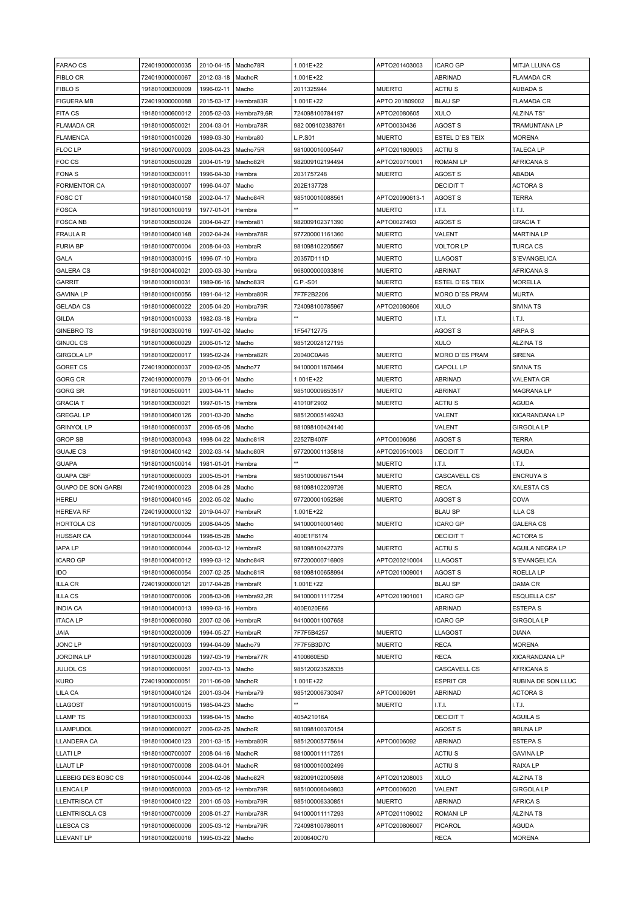| FARAO CS | 724019000000035 | 2010-04-15 | Macho78R | 1.001E+22 | APTO201403003 | ICARO GP | MITJA LLUNA CS |
|---|---|---|---|---|---|---|---|
| FIBLO CR | 724019000000067 | 2012-03-18 | MachoR | 1.001E+22 |  | ABRINAD | FLAMADA CR |
| FIBLO S | 191801000300009 | 1996-02-11 | Macho | 2011325944 | MUERTO | ACTIU S | AUBADA S |
| FIGUERA MB | 724019000000088 | 2015-03-17 | Hembra83R | 1.001E+22 | APTO 201809002 | BLAU SP | FLAMADA CR |
| FITA CS | 191801000600012 | 2005-02-03 | Hembra79,6R | 724098100784197 | APTO20080605 | XULO | ALZINA TS" |
| FLAMADA CR | 191801000500021 | 2004-03-01 | Hembra78R | 982 009102383761 | APTO0030436 | AGOST S | TRAMUNTANA LP |
| FLAMENCA | 191801000100026 | 1989-03-30 | Hembra80 | L.P.S01 | MUERTO | ESTEL D´ES TEIX | MORENA |
| FLOC LP | 191801000700003 | 2008-04-23 | Macho75R | 981000010005447 | APTO201609003 | ACTIU S | TALECA LP |
| FOC CS | 191801000500028 | 2004-01-19 | Macho82R | 982009102194494 | APTO200710001 | ROMANI LP | AFRICANA S |
| FONA S | 191801000300011 | 1996-04-30 | Hembra | 2031757248 | MUERTO | AGOST S | ABADIA |
| FORMENTOR CA | 191801000300007 | 1996-04-07 | Macho | 202E137728 |  | DECIDIT T | ACTORA S |
| FOSC CT | 191801000400158 | 2002-04-17 | Macho84R | 985100010088561 | APTO20090613-1 | AGOST S | TERRA |
| FOSCA | 191801000100019 | 1977-01-01 | Hembra | ** | MUERTO | I.T.I. | I.T.I. |
| FOSCA NB | 191801000500024 | 2004-04-27 | Hembra81 | 982009102371390 | APTO0027493 | AGOST S | GRACIA T |
| FRAULA R | 191801000400148 | 2002-04-24 | Hembra78R | 977200001161360 | MUERTO | VALENT | MARTINA LP |
| FURIA BP | 191801000700004 | 2008-04-03 | HembraR | 981098102205567 | MUERTO | VOLTOR LP | TURCA CS |
| GALA | 191801000300015 | 1996-07-10 | Hembra | 20357D111D | MUERTO | LLAGOST | S´EVANGELICA |
| GALERA CS | 191801000400021 | 2000-03-30 | Hembra | 968000000033816 | MUERTO | ABRINAT | AFRICANA S |
| GARRIT | 191801000100031 | 1989-06-16 | Macho83R | C.P.-S01 | MUERTO | ESTEL D´ES TEIX | MORELLA |
| GAVINA LP | 191801000100056 | 1991-04-12 | Hembra80R | 7F7F2B2206 | MUERTO | MORO D´ES PRAM | MURTA |
| GELADA CS | 191801000600022 | 2005-04-20 | Hembra79R | 724098100785967 | APTO20080606 | XULO | SIVINA TS |
| GILDA | 191801000100033 | 1982-03-18 | Hembra | ** | MUERTO | I.T.I. | I.T.I. |
| GINEBRO TS | 191801000300016 | 1997-01-02 | Macho | 1F54712775 |  | AGOST S | ARPA S |
| GINJOL CS | 191801000600029 | 2006-01-12 | Macho | 985120028127195 |  | XULO | ALZINA TS |
| GIRGOLA LP | 191801000200017 | 1995-02-24 | Hembra82R | 20040C0A46 | MUERTO | MORO D´ES PRAM | SIRENA |
| GORET CS | 724019000000037 | 2009-02-05 | Macho77 | 941000011876464 | MUERTO | CAPOLL LP | SIVINA TS |
| GORG CR | 724019000000079 | 2013-06-01 | Macho | 1.001E+22 | MUERTO | ABRINAD | VALENTA CR |
| GORG SR | 191801000500011 | 2003-04-11 | Macho | 985100009853517 | MUERTO | ABRINAT | MAGRANA LP |
| GRACIA T | 191801000300021 | 1997-01-15 | Hembra | 41010F2902 | MUERTO | ACTIU S | AGUDA |
| GREGAL LP | 191801000400126 | 2001-03-20 | Macho | 985120005149243 |  | VALENT | XICARANDANA LP |
| GRINYOL LP | 191801000600037 | 2006-05-08 | Macho | 981098100424140 |  | VALENT | GIRGOLA LP |
| GROP SB | 191801000300043 | 1998-04-22 | Macho81R | 22527B407F | APTO0006086 | AGOST S | TERRA |
| GUAJE CS | 191801000400142 | 2002-03-14 | Macho80R | 977200001135818 | APTO200510003 | DECIDIT T | AGUDA |
| GUAPA | 191801000100014 | 1981-01-01 | Hembra | ** | MUERTO | I.T.I. | I.T.I. |
| GUAPA CBF | 191801000600003 | 2005-05-01 | Hembra | 985100009671544 | MUERTO | CASCAVELL CS | ENCRUYA S |
| GUAPO DE SON GARBI | 724019000000023 | 2008-04-28 | Macho | 981098102209726 | MUERTO | RECA | XALESTA CS |
| HEREU | 191801000400145 | 2002-05-02 | Macho | 977200001052586 | MUERTO | AGOST S | COVA |
| HEREVA RF | 724019000000132 | 2019-04-07 | HembraR | 1.001E+22 |  | BLAU SP | ILLA CS |
| HORTOLA CS | 191801000700005 | 2008-04-05 | Macho | 941000010001460 | MUERTO | ICARO GP | GALERA CS |
| HUSSAR CA | 191801000300044 | 1998-05-28 | Macho | 400E1F6174 |  | DECIDIT T | ACTORA S |
| IAPA LP | 191801000600044 | 2006-03-12 | HembraR | 981098100427379 | MUERTO | ACTIU S | AGUILA NEGRA LP |
| ICARO GP | 191801000400012 | 1999-03-12 | Macho84R | 977200000716909 | APTO200210004 | LLAGOST | S´EVANGELICA |
| IDO | 191801000600054 | 2007-02-25 | Macho81R | 981098100658994 | APTO201009001 | AGOST S | ROELLA LP |
| ILLA CR | 724019000000121 | 2017-04-28 | HembraR | 1.001E+22 |  | BLAU SP | DAMA CR |
| ILLA CS | 191801000700006 | 2008-03-08 | Hembra92,2R | 941000011117254 | APTO201901001 | ICARO GP | ESQUELLA CS" |
| INDIA CA | 191801000400013 | 1999-03-16 | Hembra | 400E020E66 |  | ABRINAD | ESTEPA S |
| ITACA LP | 191801000600060 | 2007-02-06 | HembraR | 941000011007658 |  | ICARO GP | GIRGOLA LP |
| JAIA | 191801000200009 | 1994-05-27 | HembraR | 7F7F5B4257 | MUERTO | LLAGOST | DIANA |
| JONC LP | 191801000200003 | 1994-04-09 | Macho79 | 7F7F5B3D7C | MUERTO | RECA | MORENA |
| JORDINA LP | 191801000300026 | 1997-03-19 | Hembra77R | 4100660E5D | MUERTO | RECA | XICARANDANA LP |
| JULIOL CS | 191801000600051 | 2007-03-13 | Macho | 985120023528335 |  | CASCAVELL CS | AFRICANA S |
| KURO | 724019000000051 | 2011-06-09 | MachoR | 1.001E+22 |  | ESPRIT CR | RUBINA DE SON LLUC |
| LILA CA | 191801000400124 | 2001-03-04 | Hembra79 | 985120006730347 | APTO0006091 | ABRINAD | ACTORA S |
| LLAGOST | 191801000100015 | 1985-04-23 | Macho | ** | MUERTO | I.T.I. | I.T.I. |
| LLAMP TS | 191801000300033 | 1998-04-15 | Macho | 405A21016A |  | DECIDIT T | AGUILA S |
| LLAMPUDOL | 191801000600027 | 2006-02-25 | MachoR | 981098100370154 |  | AGOST S | BRUNA LP |
| LLANDERA CA | 191801000400123 | 2001-03-15 | Hembra80R | 985120005775614 | APTO0006092 | ABRINAD | ESTEPA S |
| LLATI LP | 191801000700007 | 2008-04-16 | MachoR | 981000011117251 |  | ACTIU S | GAVINA LP |
| LLAUT LP | 191801000700008 | 2008-04-01 | MachoR | 981000010002499 |  | ACTIU S | RAIXA LP |
| LLEBEIG DES BOSC CS | 191801000500044 | 2004-02-08 | Macho82R | 982009102005698 | APTO201208003 | XULO | ALZINA TS |
| LLENCA LP | 191801000500003 | 2003-05-12 | Hembra79R | 985100006049803 | APTO0006020 | VALENT | GIRGOLA LP |
| LLENTRISCA CT | 191801000400122 | 2001-05-03 | Hembra79R | 985100006330851 | MUERTO | ABRINAD | AFRICA S |
| LLENTRISCLA CS | 191801000700009 | 2008-01-27 | Hembra78R | 941000011117293 | APTO201109002 | ROMANI LP | ALZINA TS |
| LLESCA CS | 191801000600006 | 2005-03-12 | Hembra79R | 724098100786011 | APTO200806007 | PICAROL | AGUDA |
| LLEVANT LP | 191801000200016 | 1995-03-22 | Macho | 2000640C70 |  | RECA | MORENA |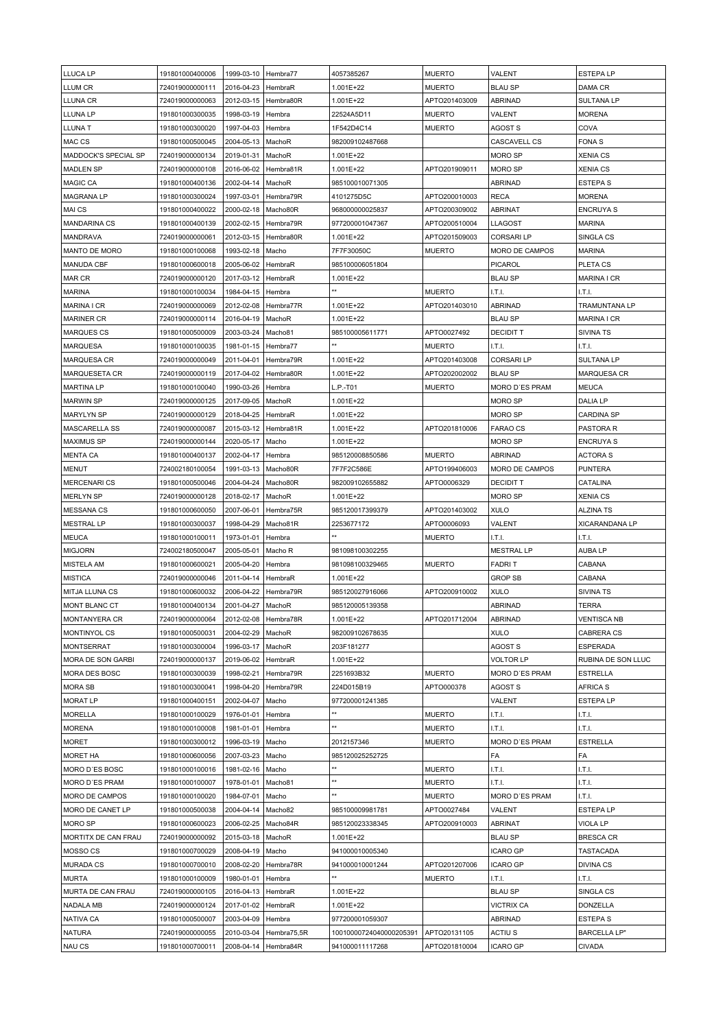| LLUCA LP | 191801000400006 | 1999-03-10 | Hembra77 | 4057385267 | MUERTO | VALENT | ESTEPA LP |
|---|---|---|---|---|---|---|---|
| LLUM CR | 724019000000111 | 2016-04-23 | HembraR | 1.001E+22 | MUERTO | BLAU SP | DAMA CR |
| LLUNA CR | 724019000000063 | 2012-03-15 | Hembra80R | 1.001E+22 | APTO201403009 | ABRINAD | SULTANA LP |
| LLUNA LP | 191801000300035 | 1998-03-19 | Hembra | 22524A5D11 | MUERTO | VALENT | MORENA |
| LLUNA T | 191801000300020 | 1997-04-03 | Hembra | 1F542D4C14 | MUERTO | AGOST S | COVA |
| MAC CS | 191801000500045 | 2004-05-13 | MachoR | 982009102487668 | | CASCAVELL CS | FONA S |
| MADDOCK'S SPECIAL SP | 724019000000134 | 2019-01-31 | MachoR | 1.001E+22 | | MORO SP | XENIA CS |
| MADLEN SP | 724019000000108 | 2016-06-02 | Hembra81R | 1.001E+22 | APTO201909011 | MORO SP | XENIA CS |
| MAGIC CA | 191801000400136 | 2002-04-14 | MachoR | 985100010071305 | | ABRINAD | ESTEPA S |
| MAGRANA LP | 191801000300024 | 1997-03-01 | Hembra79R | 4101275D5C | APTO200010003 | RECA | MORENA |
| MAI CS | 191801000400022 | 2000-02-18 | Macho80R | 968000000025837 | APTO200309002 | ABRINAT | ENCRUYA S |
| MANDARINA CS | 191801000400139 | 2002-02-15 | Hembra79R | 977200001047367 | APTO200510004 | LLAGOST | MARINA |
| MANDRAVA | 724019000000061 | 2012-03-15 | Hembra80R | 1.001E+22 | APTO201509003 | CORSARI LP | SINGLA CS |
| MANTO DE MORO | 191801000100068 | 1993-02-18 | Macho | 7F7F30050C | MUERTO | MORO DE CAMPOS | MARINA |
| MANUDA CBF | 191801000600018 | 2005-06-02 | HembraR | 985100006051804 | | PICAROL | PLETA CS |
| MAR CR | 724019000000120 | 2017-03-12 | HembraR | 1.001E+22 | | BLAU SP | MARINA I CR |
| MARINA | 191801000100034 | 1984-04-15 | Hembra | ** | MUERTO | I.T.I. | I.T.I. |
| MARINA I CR | 724019000000069 | 2012-02-08 | Hembra77R | 1.001E+22 | APTO201403010 | ABRINAD | TRAMUNTANA LP |
| MARINER CR | 724019000000114 | 2016-04-19 | MachoR | 1.001E+22 | | BLAU SP | MARINA I CR |
| MARQUES CS | 191801000500009 | 2003-03-24 | Macho81 | 985100005611771 | APTO0027492 | DECIDIT T | SIVINA TS |
| MARQUESA | 191801000100035 | 1981-01-15 | Hembra77 | ** | MUERTO | I.T.I. | I.T.I. |
| MARQUESA CR | 724019000000049 | 2011-04-01 | Hembra79R | 1.001E+22 | APTO201403008 | CORSARI LP | SULTANA LP |
| MARQUESETA CR | 724019000000119 | 2017-04-02 | Hembra80R | 1.001E+22 | APTO202002002 | BLAU SP | MARQUESA CR |
| MARTINA LP | 191801000100040 | 1990-03-26 | Hembra | L.P.-T01 | MUERTO | MORO D´ES PRAM | MEUCA |
| MARWIN SP | 724019000000125 | 2017-09-05 | MachoR | 1.001E+22 | | MORO SP | DALIA LP |
| MARYLYN SP | 724019000000129 | 2018-04-25 | HembraR | 1.001E+22 | | MORO SP | CARDINA SP |
| MASCARELLA SS | 724019000000087 | 2015-03-12 | Hembra81R | 1.001E+22 | APTO201810006 | FARAO CS | PASTORA R |
| MAXIMUS SP | 724019000000144 | 2020-05-17 | Macho | 1.001E+22 | | MORO SP | ENCRUYA S |
| MENTA CA | 191801000400137 | 2002-04-17 | Hembra | 985120008850586 | MUERTO | ABRINAD | ACTORA S |
| MENUT | 724002180100054 | 1991-03-13 | Macho80R | 7F7F2C586E | APTO199406003 | MORO DE CAMPOS | PUNTERA |
| MERCENARI CS | 191801000500046 | 2004-04-24 | Macho80R | 982009102655882 | APTO0006329 | DECIDIT T | CATALINA |
| MERLYN SP | 724019000000128 | 2018-02-17 | MachoR | 1.001E+22 | | MORO SP | XENIA CS |
| MESSANA CS | 191801000600050 | 2007-06-01 | Hembra75R | 985120017399379 | APTO201403002 | XULO | ALZINA TS |
| MESTRAL LP | 191801000300037 | 1998-04-29 | Macho81R | 2253677172 | APTO0006093 | VALENT | XICARANDANA LP |
| MEUCA | 191801000100011 | 1973-01-01 | Hembra | ** | MUERTO | I.T.I. | I.T.I. |
| MIGJORN | 724002180500047 | 2005-05-01 | Macho R | 981098100302255 | | MESTRAL LP | AUBA LP |
| MISTELA AM | 191801000600021 | 2005-04-20 | Hembra | 981098100329465 | MUERTO | FADRI T | CABANA |
| MISTICA | 724019000000046 | 2011-04-14 | HembraR | 1.001E+22 | | GROP SB | CABANA |
| MITJA LLUNA CS | 191801000600032 | 2006-04-22 | Hembra79R | 985120027916066 | APTO200910002 | XULO | SIVINA TS |
| MONT BLANC CT | 191801000400134 | 2001-04-27 | MachoR | 985120005139358 | | ABRINAD | TERRA |
| MONTANYERA CR | 724019000000064 | 2012-02-08 | Hembra78R | 1.001E+22 | APTO201712004 | ABRINAD | VENTISCA NB |
| MONTINYOL CS | 191801000500031 | 2004-02-29 | MachoR | 982009102678635 | | XULO | CABRERA CS |
| MONTSERRAT | 191801000300004 | 1996-03-17 | MachoR | 203F181277 | | AGOST S | ESPERADA |
| MORA DE SON GARBI | 724019000000137 | 2019-06-02 | HembraR | 1.001E+22 | | VOLTOR LP | RUBINA DE SON LLUC |
| MORA DES BOSC | 191801000300039 | 1998-02-21 | Hembra79R | 2251693B32 | MUERTO | MORO D´ES PRAM | ESTRELLA |
| MORA SB | 191801000300041 | 1998-04-20 | Hembra79R | 224D015B19 | APTO000378 | AGOST S | AFRICA S |
| MORAT LP | 191801000400151 | 2002-04-07 | Macho | 977200001241385 | | VALENT | ESTEPA LP |
| MORELLA | 191801000100029 | 1976-01-01 | Hembra | ** | MUERTO | I.T.I. | I.T.I. |
| MORENA | 191801000100008 | 1981-01-01 | Hembra | ** | MUERTO | I.T.I. | I.T.I. |
| MORET | 191801000300012 | 1996-03-19 | Macho | 2012157346 | MUERTO | MORO D´ES PRAM | ESTRELLA |
| MORET HA | 191801000600056 | 2007-03-23 | Macho | 985120025252725 | | FA | FA |
| MORO D´ES BOSC | 191801000100016 | 1981-02-16 | Macho | ** | MUERTO | I.T.I. | I.T.I. |
| MORO D´ES PRAM | 191801000100007 | 1978-01-01 | Macho81 | ** | MUERTO | I.T.I. | I.T.I. |
| MORO DE CAMPOS | 191801000100020 | 1984-07-01 | Macho | ** | MUERTO | MORO D´ES PRAM | I.T.I. |
| MORO DE CANET LP | 191801000500038 | 2004-04-14 | Macho82 | 985100009981781 | APTO0027484 | VALENT | ESTEPA LP |
| MORO SP | 191801000600023 | 2006-02-25 | Macho84R | 985120023338345 | APTO200910003 | ABRINAT | VIOLA LP |
| MORTITX DE CAN FRAU | 724019000000092 | 2015-03-18 | MachoR | 1.001E+22 | | BLAU SP | BRESCA CR |
| MOSSO CS | 191801000700029 | 2008-04-19 | Macho | 941000010005340 | | ICARO GP | TASTACADA |
| MURADA CS | 191801000700010 | 2008-02-20 | Hembra78R | 941000010001244 | APTO201207006 | ICARO GP | DIVINA CS |
| MURTA | 191801000100009 | 1980-01-01 | Hembra | ** | MUERTO | I.T.I. | I.T.I. |
| MURTA DE CAN FRAU | 724019000000105 | 2016-04-13 | HembraR | 1.001E+22 | | BLAU SP | SINGLA CS |
| NADALA MB | 724019000000124 | 2017-01-02 | HembraR | 1.001E+22 | | VICTRIX CA | DONZELLA |
| NATIVA CA | 191801000500007 | 2003-04-09 | Hembra | 977200001059307 | | ABRINAD | ESTEPA S |
| NATURA | 724019000000055 | 2010-03-04 | Hembra75,5R | 1001000724040000205391 | APTO20131105 | ACTIU S | BARCELLA LP" |
| NAU CS | 191801000700011 | 2008-04-14 | Hembra84R | 941000011117268 | APTO201810004 | ICARO GP | CIVADA |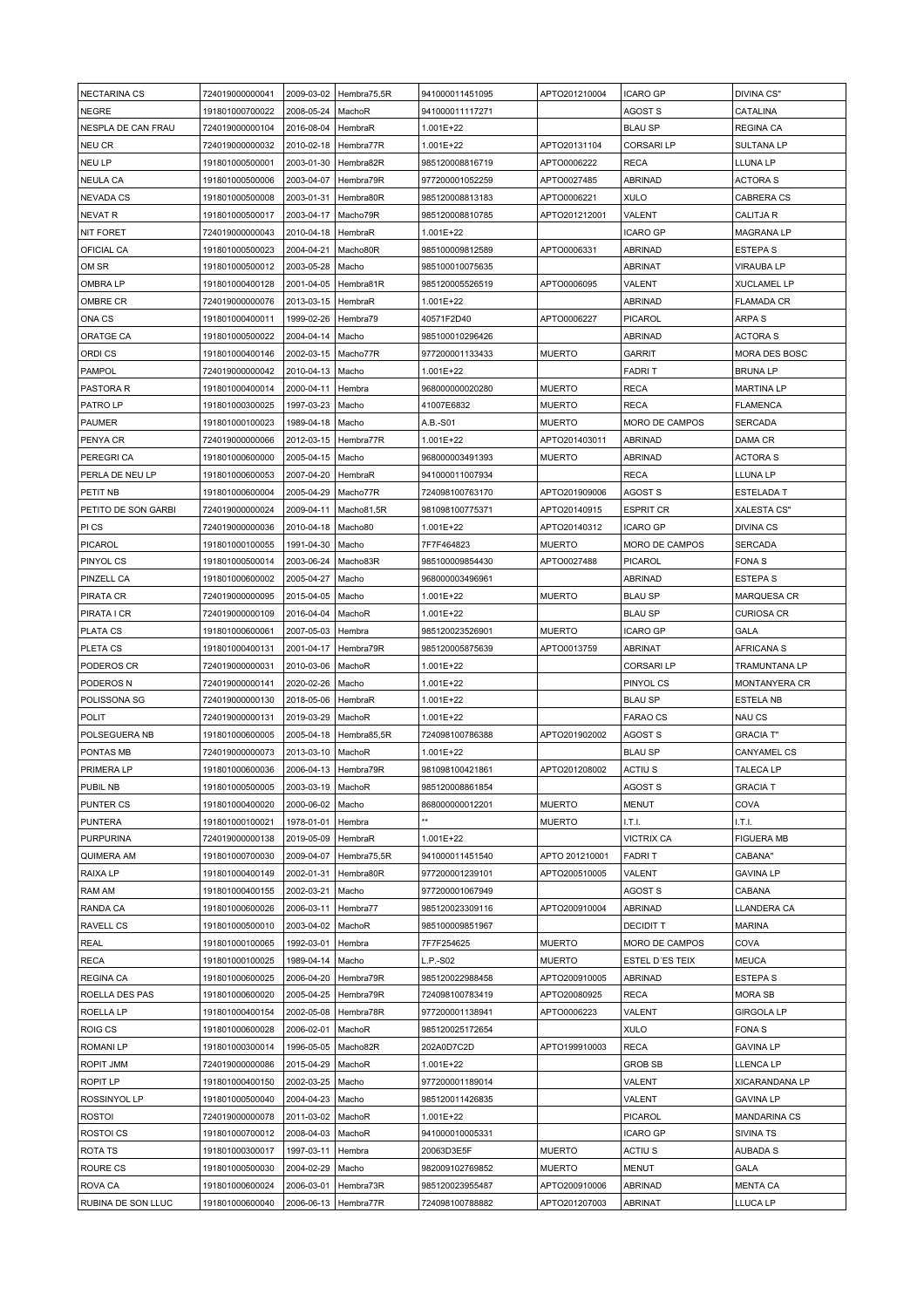| NECTARINA CS | 724019000000041 | 2009-03-02 | Hembra75,5R | 941000011451095 | APTO201210004 | ICARO GP | DIVINA CS" |
|---|---|---|---|---|---|---|---|
| NEGRE | 191801000700022 | 2008-05-24 | MachoR | 941000011117271 | | AGOST S | CATALINA |
| NESPLA DE CAN FRAU | 724019000000104 | 2016-08-04 | HembraR | 1.001E+22 | | BLAU SP | REGINA CA |
| NEU CR | 724019000000032 | 2010-02-18 | Hembra77R | 1.001E+22 | APTO20131104 | CORSARI LP | SULTANA LP |
| NEU LP | 191801000500001 | 2003-01-30 | Hembra82R | 985120008816719 | APTO0006222 | RECA | LLUNA LP |
| NEULA CA | 191801000500006 | 2003-04-07 | Hembra79R | 977200001052259 | APTO0027485 | ABRINAD | ACTORA S |
| NEVADA CS | 191801000500008 | 2003-01-31 | Hembra80R | 985120008813183 | APTO0006221 | XULO | CABRERA CS |
| NEVAT R | 191801000500017 | 2003-04-17 | Macho79R | 985120008810785 | APTO201212001 | VALENT | CALITJA R |
| NIT FORET | 724019000000043 | 2010-04-18 | HembraR | 1.001E+22 | | ICARO GP | MAGRANA LP |
| OFICIAL CA | 191801000500023 | 2004-04-21 | Macho80R | 985100009812589 | APTO0006331 | ABRINAD | ESTEPA S |
| OM SR | 191801000500012 | 2003-05-28 | Macho | 985100010075635 | | ABRINAT | VIRAUBA LP |
| OMBRA LP | 191801000400128 | 2001-04-05 | Hembra81R | 985120005526519 | APTO0006095 | VALENT | XUCLAMEL LP |
| OMBRE CR | 724019000000076 | 2013-03-15 | HembraR | 1.001E+22 | | ABRINAD | FLAMADA CR |
| ONA CS | 191801000400011 | 1999-02-26 | Hembra79 | 40571F2D40 | APTO0006227 | PICAROL | ARPA S |
| ORATGE CA | 191801000500022 | 2004-04-14 | Macho | 985100010296426 | | ABRINAD | ACTORA S |
| ORDI CS | 191801000400146 | 2002-03-15 | Macho77R | 977200001133433 | MUERTO | GARRIT | MORA DES BOSC |
| PAMPOL | 724019000000042 | 2010-04-13 | Macho | 1.001E+22 | | FADRI T | BRUNA LP |
| PASTORA R | 191801000400014 | 2000-04-11 | Hembra | 968000000020280 | MUERTO | RECA | MARTINA LP |
| PATRO LP | 191801000300025 | 1997-03-23 | Macho | 41007E6832 | MUERTO | RECA | FLAMENCA |
| PAUMER | 191801000100023 | 1989-04-18 | Macho | A.B.-S01 | MUERTO | MORO DE CAMPOS | SERCADA |
| PENYA CR | 724019000000066 | 2012-03-15 | Hembra77R | 1.001E+22 | APTO201403011 | ABRINAD | DAMA CR |
| PEREGRI CA | 191801000600000 | 2005-04-15 | Macho | 968000003491393 | MUERTO | ABRINAD | ACTORA S |
| PERLA DE NEU LP | 191801000600053 | 2007-04-20 | HembraR | 941000011007934 | | RECA | LLUNA LP |
| PETIT NB | 191801000600004 | 2005-04-29 | Macho77R | 724098100763170 | APTO201909006 | AGOST S | ESTELADA T |
| PETITO DE SON GARBI | 724019000000024 | 2009-04-11 | Macho81,5R | 981098100775371 | APTO20140915 | ESPRIT CR | XALESTA CS" |
| PI CS | 724019000000036 | 2010-04-18 | Macho80 | 1.001E+22 | APTO20140312 | ICARO GP | DIVINA CS |
| PICAROL | 191801000100055 | 1991-04-30 | Macho | 7F7F464823 | MUERTO | MORO DE CAMPOS | SERCADA |
| PINYOL CS | 191801000500014 | 2003-06-24 | Macho83R | 985100009854430 | APTO0027488 | PICAROL | FONA S |
| PINZELL CA | 191801000600002 | 2005-04-27 | Macho | 968000003496961 | | ABRINAD | ESTEPA S |
| PIRATA CR | 724019000000095 | 2015-04-05 | Macho | 1.001E+22 | MUERTO | BLAU SP | MARQUESA CR |
| PIRATA I CR | 724019000000109 | 2016-04-04 | MachoR | 1.001E+22 | | BLAU SP | CURIOSA CR |
| PLATA CS | 191801000600061 | 2007-05-03 | Hembra | 985120023526901 | MUERTO | ICARO GP | GALA |
| PLETA CS | 191801000400131 | 2001-04-17 | Hembra79R | 985120005875639 | APTO0013759 | ABRINAT | AFRICANA S |
| PODEROS CR | 724019000000031 | 2010-03-06 | MachoR | 1.001E+22 | | CORSARI LP | TRAMUNTANA LP |
| PODEROS N | 724019000000141 | 2020-02-26 | Macho | 1.001E+22 | | PINYOL CS | MONTANYERA CR |
| POLISSONA SG | 724019000000130 | 2018-05-06 | HembraR | 1.001E+22 | | BLAU SP | ESTELA NB |
| POLIT | 724019000000131 | 2019-03-29 | MachoR | 1.001E+22 | | FARAO CS | NAU CS |
| POLSEGUERA NB | 191801000600005 | 2005-04-18 | Hembra85,5R | 724098100786388 | APTO201902002 | AGOST S | GRACIA T" |
| PONTAS MB | 724019000000073 | 2013-03-10 | MachoR | 1.001E+22 | | BLAU SP | CANYAMEL CS |
| PRIMERA LP | 191801000600036 | 2006-04-13 | Hembra79R | 981098100421861 | APTO201208002 | ACTIU S | TALECA LP |
| PUBIL NB | 191801000500005 | 2003-03-19 | MachoR | 985120008861854 | | AGOST S | GRACIA T |
| PUNTER CS | 191801000400020 | 2000-06-02 | Macho | 868000000012201 | MUERTO | MENUT | COVA |
| PUNTERA | 191801000100021 | 1978-01-01 | Hembra | ** | MUERTO | I.T.I. | I.T.I. |
| PURPURINA | 724019000000138 | 2019-05-09 | HembraR | 1.001E+22 | | VICTRIX CA | FIGUERA MB |
| QUIMERA AM | 191801000700030 | 2009-04-07 | Hembra75,5R | 941000011451540 | APTO 201210001 | FADRI T | CABANA" |
| RAIXA LP | 191801000400149 | 2002-01-31 | Hembra80R | 977200001239101 | APTO200510005 | VALENT | GAVINA LP |
| RAM AM | 191801000400155 | 2002-03-21 | Macho | 977200001067949 | | AGOST S | CABANA |
| RANDA CA | 191801000600026 | 2006-03-11 | Hembra77 | 985120023309116 | APTO200910004 | ABRINAD | LLANDERA CA |
| RAVELL CS | 191801000500010 | 2003-04-02 | MachoR | 985100009851967 | | DECIDIT T | MARINA |
| REAL | 191801000100065 | 1992-03-01 | Hembra | 7F7F254625 | MUERTO | MORO DE CAMPOS | COVA |
| RECA | 191801000100025 | 1989-04-14 | Macho | L.P.-S02 | MUERTO | ESTEL D´ES TEIX | MEUCA |
| REGINA CA | 191801000600025 | 2006-04-20 | Hembra79R | 985120022988458 | APTO200910005 | ABRINAD | ESTEPA S |
| ROELLA DES PAS | 191801000600020 | 2005-04-25 | Hembra79R | 724098100783419 | APTO20080925 | RECA | MORA SB |
| ROELLA LP | 191801000400154 | 2002-05-08 | Hembra78R | 977200001138941 | APTO0006223 | VALENT | GIRGOLA LP |
| ROIG CS | 191801000600028 | 2006-02-01 | MachoR | 985120025172654 | | XULO | FONA S |
| ROMANI LP | 191801000300014 | 1996-05-05 | Macho82R | 202A0D7C2D | APTO199910003 | RECA | GAVINA LP |
| ROPIT JMM | 724019000000086 | 2015-04-29 | MachoR | 1.001E+22 | | GROB SB | LLENCA LP |
| ROPIT LP | 191801000400150 | 2002-03-25 | Macho | 977200001189014 | | VALENT | XICARANDANA LP |
| ROSSINYOL LP | 191801000500040 | 2004-04-23 | Macho | 985120011426835 | | VALENT | GAVINA LP |
| ROSTOI | 724019000000078 | 2011-03-02 | MachoR | 1.001E+22 | | PICAROL | MANDARINA CS |
| ROSTOI CS | 191801000700012 | 2008-04-03 | MachoR | 941000010005331 | | ICARO GP | SIVINA TS |
| ROTA TS | 191801000300017 | 1997-03-11 | Hembra | 20063D3E5F | MUERTO | ACTIU S | AUBADA S |
| ROURE CS | 191801000500030 | 2004-02-29 | Macho | 982009102769852 | MUERTO | MENUT | GALA |
| ROVA CA | 191801000600024 | 2006-03-01 | Hembra73R | 985120023955487 | APTO200910006 | ABRINAD | MENTA CA |
| RUBINA DE SON LLUC | 191801000600040 | 2006-06-13 | Hembra77R | 724098100788882 | APTO201207003 | ABRINAT | LLUCA LP |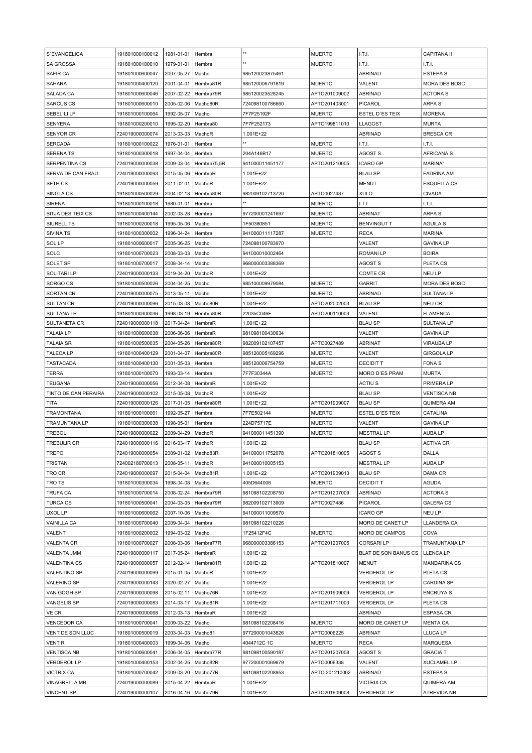| S´EVANGELICA | 191801000100012 | 1981-01-01 | Hembra | ** | MUERTO | I.T.I. | CAPITANA II |
|---|---|---|---|---|---|---|---|
| SA GROSSA | 191801000100010 | 1979-01-01 | Hembra | ** | MUERTO | I.T.I. | I.T.I. |
| SAFIR CA | 191801000600047 | 2007-05-27 | Macho | 985120023875461 | | ABRINAD | ESTEPA S |
| SAHARA | 191801000400120 | 2001-04-01 | Hembra81R | 985120006791819 | MUERTO | VALENT | MORA DES BOSC |
| SALADA CA | 191801000600046 | 2007-02-22 | Hembra79R | 985120023528245 | APTO201009002 | ABRINAD | ACTORA S |
| SARCUS CS | 191801000600010 | 2005-02-06 | Macho80R | 724098100786660 | APTO201403001 | PICAROL | ARPA S |
| SEBEL·LI LP | 191801000100064 | 1992-05-07 | Macho | 7F7F25192F | MUERTO | ESTEL D´ES TEIX | MORENA |
| SENYERA | 191801000200010 | 1995-02-20 | Hembra80 | 7F7F252173 | APTO199811010 | LLAGOST | MURTA |
| SENYOR CR | 724019000000074 | 2013-03-03 | MachoR | 1.001E+22 | | ABRINAD | BRESCA CR |
| SERCADA | 191801000100022 | 1976-01-01 | Hembra | ** | MUERTO | I.T.I. | I.T.I. |
| SERENA TS | 191801000300018 | 1997-04-04 | Hembra | 204A146B17 | MUERTO | AGOST S | AFRICANA S |
| SERPENTINA CS | 724019000000038 | 2009-03-04 | Hembra75,5R | 941000011451177 | APTO201210005 | ICARO GP | MARINA" |
| SERVA DE CAN FRAU | 724019000000093 | 2015-05-06 | HembraR | 1.001E+22 | | BLAU SP | FADRINA AM |
| SETH CS | 724019000000059 | 2011-02-01 | MachoR | 1.001E+22 | | MENUT | ESQUELLA CS |
| SINGLA CS | 191801000500029 | 2004-02-13 | Hembra80R | 982009102713720 | APTO0027487 | XULO | CIVADA |
| SIRENA | 191801000100018 | 1980-01-01 | Hembra | ** | MUERTO | I.T.I. | I.T.I. |
| SITJA DES TEIX CS | 191801000400144 | 2002-03-28 | Hembra | 977200001241697 | MUERTO | ABRINAT | ARPA S |
| SIURELL TS | 191801000200018 | 1995-05-06 | Macho | 1F50380851 | MUERTO | BENVINGUT T | AGUILA S |
| SIVINA TS | 191801000300002 | 1996-04-24 | Hembra | 941000011117287 | MUERTO | RECA | MARINA |
| SOL LP | 191801000600017 | 2005-06-25 | Macho | 724098100783970 | | VALENT | GAVINA LP |
| SOLC | 191801000700023 | 2008-03-03 | Macho | 941000010002464 | | ROMANI LP | BOIRA |
| SOLET SP | 191801000700017 | 2008-04-14 | Macho | 968000003388369 | | AGOST S | PLETA CS |
| SOLITARI LP | 724019000000133 | 2019-04-20 | MachoR | 1.001E+22 | | COMTE CR | NEU LP |
| SORGO CS | 191801000500026 | 2004-04-25 | Macho | 985100009979084 | MUERTO | GARRIT | MORA DES BOSC |
| SORTAN CR | 724019000000075 | 2013-05-11 | Macho | 1.001E+22 | MUERTO | ABRINAD | SULTANA LP |
| SULTAN CR | 724019000000096 | 2015-03-08 | Macho80R | 1.001E+22 | APTO202002003 | BLAU SP | NEU CR |
| SULTANA LP | 191801000300036 | 1998-03-19 | Hembra80R | 22035C046F | APTO200110003 | VALENT | FLAMENCA |
| SULTANETA CR | 724019000000118 | 2017-04-24 | HembraR | 1.001E+22 | | BLAU SP | SULTANA LP |
| TALAIA LP | 191801000600038 | 2006-06-06 | HembraR | 981098100430634 | | VALENT | GAVINA LP |
| TALAIA SR | 191801000500035 | 2004-05-26 | Hembra80R | 982009102107457 | APTO0027489 | ABRINAT | VIRAUBA LP |
| TALECA LP | 191801000400129 | 2001-04-07 | Hembra80R | 985120005169296 | MUERTO | VALENT | GIRGOLA LP |
| TASTACADA | 191801000400130 | 2001-05-03 | Hembra | 985120006754759 | MUERTO | DECIDIT T | FONA S |
| TERRA | 191801000100070 | 1993-03-14 | Hembra | 7F7F30344A | MUERTO | MORO D´ES PRAM | MURTA |
| TEUGANA | 724019000000056 | 2012-04-08 | HembraR | 1.001E+22 | | ACTIU S | PRIMERA LP |
| TINTO DE CAN PERAIRA | 724019000000102 | 2015-05-08 | MachoR | 1.001E+22 | | BLAU SP | VENTISCA NB |
| TITA | 724019000000126 | 2017-01-05 | Hembra80R | 1.001E+22 | APTO201909007 | BLAU SP | QUIMERA AM |
| TRAMONTANA | 191801000100061 | 1992-05-27 | Hembra | 7F7E502144 | MUERTO | ESTEL D´ES TEIX | CATALINA |
| TRAMUNTANA LP | 191801000300038 | 1998-05-01 | Hembra | 224D75717E | MUERTO | VALENT | GAVINA LP |
| TREBOL | 724019000000022 | 2009-04-29 | MachoR | 941000011451390 | MUERTO | MESTRAL LP | AUBA LP |
| TREBULIR CR | 724019000000116 | 2016-03-17 | MachoR | 1.001E+22 | | BLAU SP | ACTIVA CR |
| TREPO | 724019000000054 | 2009-01-02 | Macho83R | 941000011752078 | APTO201810005 | AGOST S | DALLA |
| TRISTAN | 724002180700013 | 2008-05-11 | MachoR | 941000010005153 | | MESTRAL LP | AUBA LP |
| TRO CR | 724019000000097 | 2015-04-04 | Macho81R | 1.001E+22 | APTO201909013 | BLAU SP | DAMA CR |
| TRO TS | 191801000300034 | 1998-04-08 | Macho | 405D644006 | MUERTO | DECIDIT T | AGUDA |
| TRUFA CA | 191801000700014 | 2008-02-24 | Hembra79R | 981098102208750 | APTO201207009 | ABRINAD | ACTORA S |
| TURCA CS | 191801000500041 | 2004-03-05 | Hembra79R | 982009102713909 | APTO0027486 | PICAROL | GALERA CS |
| UXOL LP | 191801000600062 | 2007-10-06 | Macho | 941000011009570 | | ICARO GP | NEU LP |
| VAINILLA CA | 191801000700040 | 2009-04-04 | Hembra | 981098102210226 | | MORO DE CANET LP | LLANDERA CA |
| VALENT | 191801000200002 | 1994-03-02 | Macho | 1F25412F4C | MUERTO | MORO DE CAMPOS | COVA |
| VALENTA CR | 191801000700027 | 2008-03-06 | Hembra77R | 968000003386153 | APTO201207005 | CORSARI LP | TRAMUNTANA LP |
| VALENTA JMM | 724019000000117 | 2017-05-24 | HembraR | 1.001E+22 | | BLAT DE SON BANUS CS | LLENCA LP |
| VALENTINA CS | 724019000000057 | 2012-02-14 | Hembra81R | 1.001E+22 | APTO201810007 | MENUT | MANDARINA CS |
| VALENTINO SP | 724019000000099 | 2015-01-05 | MachoR | 1.001E+22 | | VERDEROL LP | PLETA CS |
| VALERINO SP | 724019000000143 | 2020-02-27 | Macho | 1.001E+22 | | VERDEROL LP | CARDINA SP |
| VAN GOGH SP | 724019000000098 | 2015-02-11 | Macho76R | 1.001E+22 | APTO201909009 | VERDEROL LP | ENCRUYA S |
| VANGELIS SP | 724019000000083 | 2014-03-17 | Macho81R | 1.001E+22 | APTO201711003 | VERDEROL LP | PLETA CS |
| VE CR | 724019000000068 | 2012-03-13 | HembraR | 1.001E+22 | | ABRINAD | ESPASA CR |
| VENCEDOR CA | 191801000700041 | 2009-03-22 | Macho | 981098102208416 | | MORO DE CANET LP | MENTA CA |
| VENT DE SON LLUC | 191801000500019 | 2003-04-03 | Macho81 | 977200001043826 | APTO0006225 | ABRINAT | LLUCA LP |
| VENT R | 191801000400003 | 1999-04-06 | Macho | 4044712C 1C | MUERTO | RECA | MARQUESA |
| VENTISCA NB | 191801000600041 | 2006-04-05 | Hembra77R | 981098100590187 | APTO201207008 | AGOST S | GRACIA T |
| VERDEROL LP | 191801000400153 | 2002-04-25 | Macho82R | 977200001069679 | APTO0006338 | VALENT | XUCLAMEL LP |
| VICTRIX CA | 191801000700042 | 2009-03-20 | Macho77R | 981098102208953 | APTO 201210002 | ABRINAD | ESTEPA S |
| VINAGRELLA MB | 724019000000089 | 2015-04-22 | HembraR | 1.001E+22 | | VICTRIX CA | QUIMERA AM |
| VINCENT SP | 724019000000107 | 2016-04-16 | Macho79R | 1.001E+22 | APTO201909008 | VERDEROL LP | ATREVIDA NB |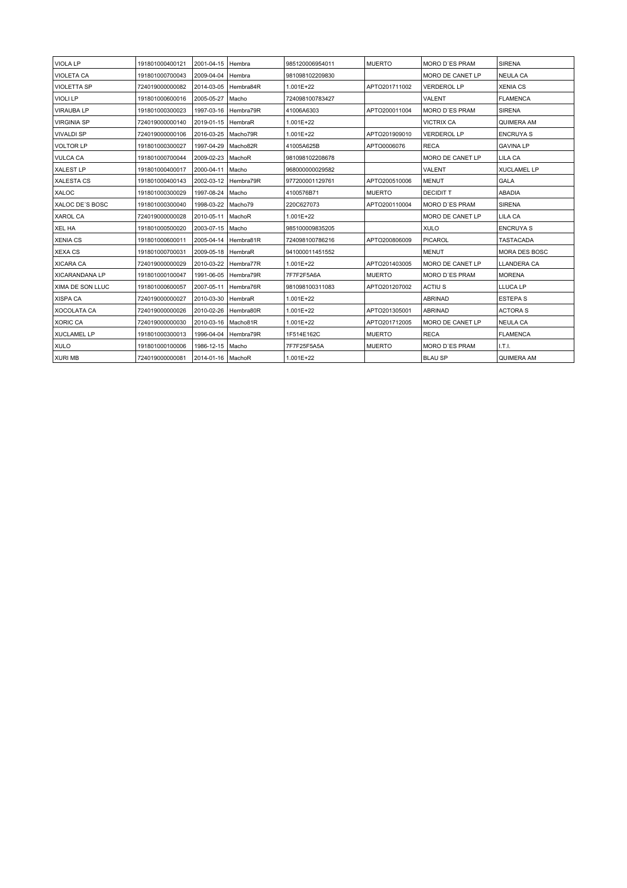| | | | | | | | |
|---|---|---|---|---|---|---|---|
| VIOLA LP | 191801000400121 | 2001-04-15 | Hembra | 985120006954011 | MUERTO | MORO D´ES PRAM | SIRENA |
| VIOLETA CA | 191801000700043 | 2009-04-04 | Hembra | 981098102209830 | | MORO DE CANET LP | NEULA CA |
| VIOLETTA SP | 724019000000082 | 2014-03-05 | Hembra84R | 1.001E+22 | APTO201711002 | VERDEROL LP | XENIA CS |
| VIOLI LP | 191801000600016 | 2005-05-27 | Macho | 724098100783427 | | VALENT | FLAMENCA |
| VIRAUBA LP | 191801000300023 | 1997-03-16 | Hembra79R | 41006A6303 | APTO200011004 | MORO D´ES PRAM | SIRENA |
| VIRGINIA SP | 724019000000140 | 2019-01-15 | HembraR | 1.001E+22 | | VICTRIX CA | QUIMERA AM |
| VIVALDI SP | 724019000000106 | 2016-03-25 | Macho79R | 1.001E+22 | APTO201909010 | VERDEROL LP | ENCRUYA S |
| VOLTOR LP | 191801000300027 | 1997-04-29 | Macho82R | 41005A625B | APTO0006076 | RECA | GAVINA LP |
| VULCA CA | 191801000700044 | 2009-02-23 | MachoR | 981098102208678 | | MORO DE CANET LP | LILA CA |
| XALEST LP | 191801000400017 | 2000-04-11 | Macho | 968000000029582 | | VALENT | XUCLAMEL LP |
| XALESTA CS | 191801000400143 | 2002-03-12 | Hembra79R | 977200001129761 | APTO200510006 | MENUT | GALA |
| XALOC | 191801000300029 | 1997-08-24 | Macho | 4100576B71 | MUERTO | DECIDIT T | ABADIA |
| XALOC DE´S BOSC | 191801000300040 | 1998-03-22 | Macho79 | 220C627073 | APTO200110004 | MORO D´ES PRAM | SIRENA |
| XAROL CA | 724019000000028 | 2010-05-11 | MachoR | 1.001E+22 | | MORO DE CANET LP | LILA CA |
| XEL HA | 191801000500020 | 2003-07-15 | Macho | 985100009835205 | | XULO | ENCRUYA S |
| XENIA CS | 191801000600011 | 2005-04-14 | Hembra81R | 724098100786216 | APTO200806009 | PICAROL | TASTACADA |
| XEXA CS | 191801000700031 | 2009-05-18 | HembraR | 941000011451552 | | MENUT | MORA DES BOSC |
| XICARA CA | 724019000000029 | 2010-03-22 | Hembra77R | 1.001E+22 | APTO201403005 | MORO DE CANET LP | LLANDERA CA |
| XICARANDANA LP | 191801000100047 | 1991-06-05 | Hembra79R | 7F7F2F5A6A | MUERTO | MORO D´ES PRAM | MORENA |
| XIMA DE SON LLUC | 191801000600057 | 2007-05-11 | Hembra76R | 981098100311083 | APTO201207002 | ACTIU S | LLUCA LP |
| XISPA CA | 724019000000027 | 2010-03-30 | HembraR | 1.001E+22 | | ABRINAD | ESTEPA S |
| XOCOLATA CA | 724019000000026 | 2010-02-26 | Hembra80R | 1.001E+22 | APTO201305001 | ABRINAD | ACTORA S |
| XORIC CA | 724019000000030 | 2010-03-16 | Macho81R | 1.001E+22 | APTO201712005 | MORO DE CANET LP | NEULA CA |
| XUCLAMEL LP | 191801000300013 | 1996-04-04 | Hembra79R | 1F514E162C | MUERTO | RECA | FLAMENCA |
| XULO | 191801000100006 | 1986-12-15 | Macho | 7F7F25F5A5A | MUERTO | MORO D´ES PRAM | I.T.I. |
| XURI MB | 724019000000081 | 2014-01-16 | MachoR | 1.001E+22 | | BLAU SP | QUIMERA AM |